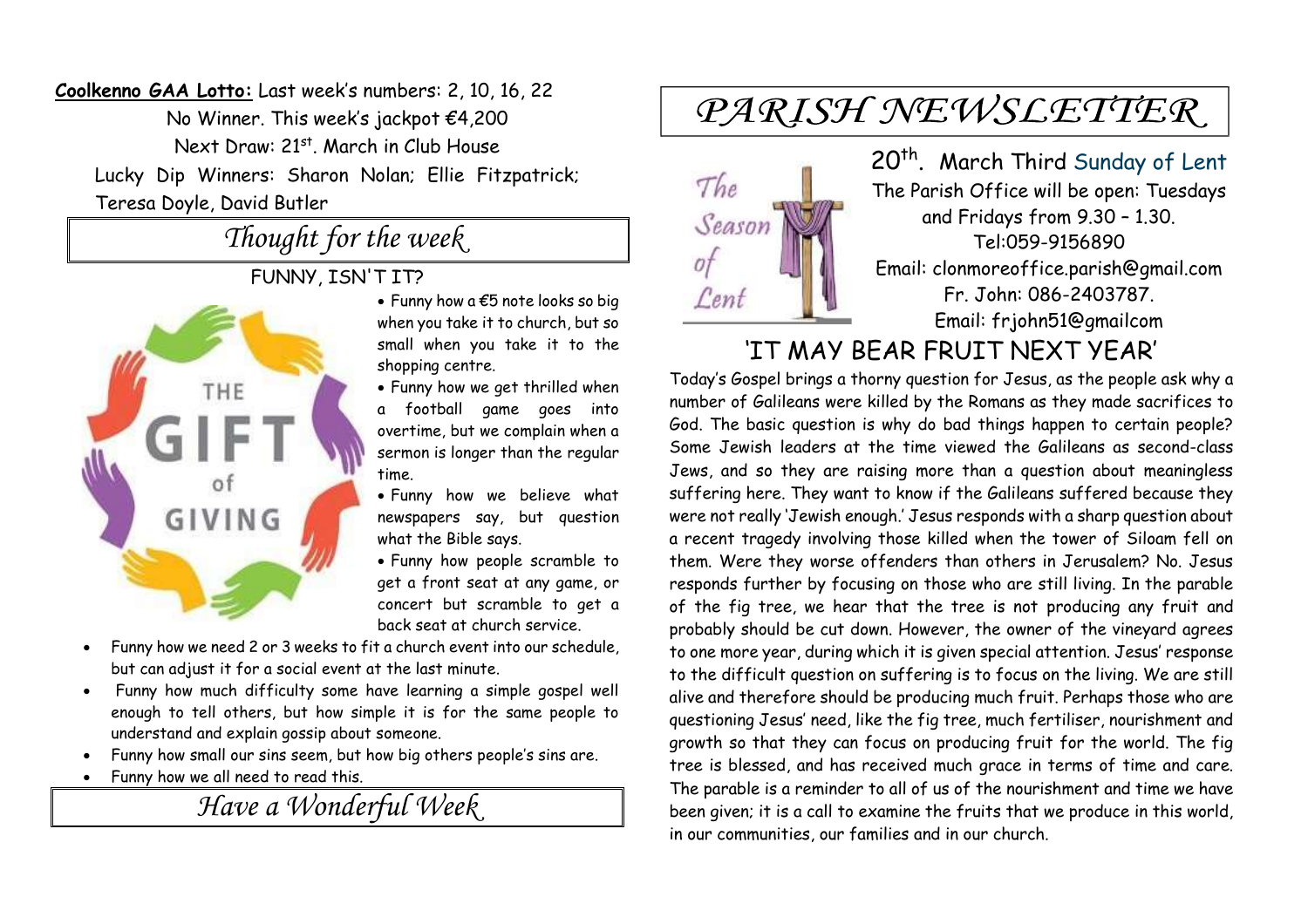**Coolkenno GAA Lotto:** Last week's numbers: 2, 10, 16, 22
No Winner. This week's jackpot €4,200
Next Draw: 21st. March in Club House
Lucky Dip Winners: Sharon Nolan; Ellie Fitzpatrick; Teresa Doyle, David Butler

## *Thought for the week*

FUNNY, ISN'T IT?

- Funny how a €5 note looks so big when you take it to church, but so small when you take it to the shopping centre.
- Funny how we get thrilled when a football game goes into overtime, but we complain when a sermon is longer than the regular time.
- Funny how we believe what newspapers say, but question what the Bible says.
- Funny how people scramble to get a front seat at any game, or concert but scramble to get a back seat at church service.
- Funny how we need 2 or 3 weeks to fit a church event into our schedule, but can adjust it for a social event at the last minute.
- Funny how much difficulty some have learning a simple gospel well enough to tell others, but how simple it is for the same people to understand and explain gossip about someone.
- Funny how small our sins seem, but how big others people's sins are.
- Funny how we all need to read this.

## *Have a Wonderful Week*

# *PARISH NEWSLETTER*

20th. March Third Sunday of Lent

The Parish Office will be open: Tuesdays and Fridays from 9.30 – 1.30.
Tel:059-9156890
Email: clonmoreoffice.parish@gmail.com
Fr. John: 086-2403787.
Email: frjohn51@gmailcom

## 'IT MAY BEAR FRUIT NEXT YEAR'

Today's Gospel brings a thorny question for Jesus, as the people ask why a number of Galileans were killed by the Romans as they made sacrifices to God. The basic question is why do bad things happen to certain people? Some Jewish leaders at the time viewed the Galileans as second-class Jews, and so they are raising more than a question about meaningless suffering here. They want to know if the Galileans suffered because they were not really 'Jewish enough.' Jesus responds with a sharp question about a recent tragedy involving those killed when the tower of Siloam fell on them. Were they worse offenders than others in Jerusalem? No. Jesus responds further by focusing on those who are still living. In the parable of the fig tree, we hear that the tree is not producing any fruit and probably should be cut down. However, the owner of the vineyard agrees to one more year, during which it is given special attention. Jesus' response to the difficult question on suffering is to focus on the living. We are still alive and therefore should be producing much fruit. Perhaps those who are questioning Jesus' need, like the fig tree, much fertiliser, nourishment and growth so that they can focus on producing fruit for the world. The fig tree is blessed, and has received much grace in terms of time and care. The parable is a reminder to all of us of the nourishment and time we have been given; it is a call to examine the fruits that we produce in this world, in our communities, our families and in our church.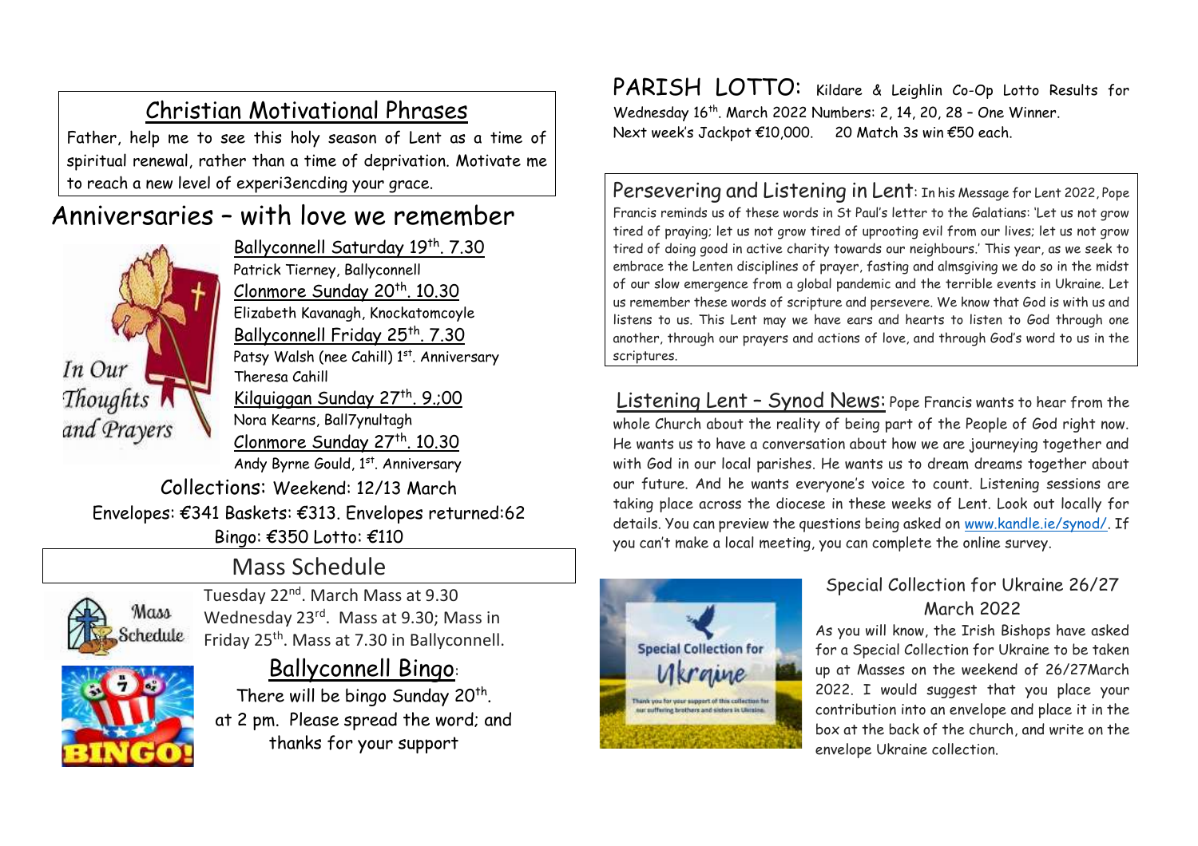## Christian Motivational Phrases

Father, help me to see this holy season of Lent as a time of spiritual renewal, rather than a time of deprivation. Motivate me to reach a new level of experi3encding your grace.

## Anniversaries – with love we remember

In Our Thoughts and Prayers

Ballyconnell Saturday 19th. 7.30
Patrick Tierney, Ballyconnell

Clonmore Sunday 20th. 10.30
Elizabeth Kavanagh, Knockatomcoyle

Ballyconnell Friday 25th. 7.30
Patsy Walsh (nee Cahill) 1st. Anniversary
Theresa Cahill

Kilquiggan Sunday 27th. 9.;00
Nora Kearns, Ball7ynultagh

Clonmore Sunday 27th. 10.30
Andy Byrne Gould, 1st. Anniversary

Collections: Weekend: 12/13 March
Envelopes: €341 Baskets: €313. Envelopes returned:62
Bingo: €350 Lotto: €110

## Mass Schedule

Tuesday 22nd. March Mass at 9.30
Wednesday 23rd. Mass at 9.30; Mass in Friday 25th. Mass at 7.30 in Ballyconnell.

## Ballyconnell Bingo:

There will be bingo Sunday 20th. at 2 pm. Please spread the word; and thanks for your support

## PARISH LOTTO:

Kildare & Leighlin Co-Op Lotto Results for Wednesday 16th. March 2022 Numbers: 2, 14, 20, 28 – One Winner.
Next week's Jackpot €10,000. 20 Match 3s win €50 each.

**Persevering and Listening in Lent:** In his Message for Lent 2022, Pope Francis reminds us of these words in St Paul's letter to the Galatians: 'Let us not grow tired of praying; let us not grow tired of uprooting evil from our lives; let us not grow tired of doing good in active charity towards our neighbours.' This year, as we seek to embrace the Lenten disciplines of prayer, fasting and almsgiving we do so in the midst of our slow emergence from a global pandemic and the terrible events in Ukraine. Let us remember these words of scripture and persevere. We know that God is with us and listens to us. This Lent may we have ears and hearts to listen to God through one another, through our prayers and actions of love, and through God's word to us in the scriptures.

**Listening Lent – Synod News:** Pope Francis wants to hear from the whole Church about the reality of being part of the People of God right now. He wants us to have a conversation about how we are journeying together and with God in our local parishes. He wants us to dream dreams together about our future. And he wants everyone's voice to count. Listening sessions are taking place across the diocese in these weeks of Lent. Look out locally for details. You can preview the questions being asked on www.kandle.ie/synod/. If you can't make a local meeting, you can complete the online survey.

## Special Collection for Ukraine 26/27 March 2022

As you will know, the Irish Bishops have asked for a Special Collection for Ukraine to be taken up at Masses on the weekend of 26/27March 2022. I would suggest that you place your contribution into an envelope and place it in the box at the back of the church, and write on the envelope Ukraine collection.